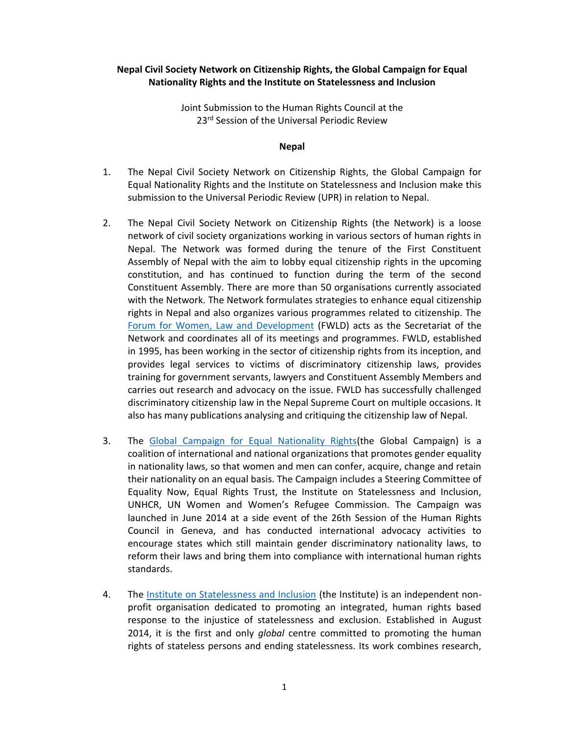**Nepal Civil Society Network on Citizenship Rights, the Global Campaign for Equal Nationality Rights and the Institute on Statelessness and Inclusion**

Joint Submission to the Human Rights Council at the 23rd Session of the Universal Periodic Review

**Nepal**

1. The Nepal Civil Society Network on Citizenship Rights, the Global Campaign for Equal Nationality Rights and the Institute on Statelessness and Inclusion make this submission to the Universal Periodic Review (UPR) in relation to Nepal.

2. The Nepal Civil Society Network on Citizenship Rights (the Network) is a loose network of civil society organizations working in various sectors of human rights in Nepal. The Network was formed during the tenure of the First Constituent Assembly of Nepal with the aim to lobby equal citizenship rights in the upcoming constitution, and has continued to function during the term of the second Constituent Assembly. There are more than 50 organisations currently associated with the Network. The Network formulates strategies to enhance equal citizenship rights in Nepal and also organizes various programmes related to citizenship. The Forum for Women, Law and Development (FWLD) acts as the Secretariat of the Network and coordinates all of its meetings and programmes. FWLD, established in 1995, has been working in the sector of citizenship rights from its inception, and provides legal services to victims of discriminatory citizenship laws, provides training for government servants, lawyers and Constituent Assembly Members and carries out research and advocacy on the issue. FWLD has successfully challenged discriminatory citizenship law in the Nepal Supreme Court on multiple occasions. It also has many publications analysing and critiquing the citizenship law of Nepal.

3. The Global Campaign for Equal Nationality Rights(the Global Campaign) is a coalition of international and national organizations that promotes gender equality in nationality laws, so that women and men can confer, acquire, change and retain their nationality on an equal basis. The Campaign includes a Steering Committee of Equality Now, Equal Rights Trust, the Institute on Statelessness and Inclusion, UNHCR, UN Women and Women's Refugee Commission. The Campaign was launched in June 2014 at a side event of the 26th Session of the Human Rights Council in Geneva, and has conducted international advocacy activities to encourage states which still maintain gender discriminatory nationality laws, to reform their laws and bring them into compliance with international human rights standards.

4. The Institute on Statelessness and Inclusion (the Institute) is an independent non-profit organisation dedicated to promoting an integrated, human rights based response to the injustice of statelessness and exclusion. Established in August 2014, it is the first and only *global* centre committed to promoting the human rights of stateless persons and ending statelessness. Its work combines research,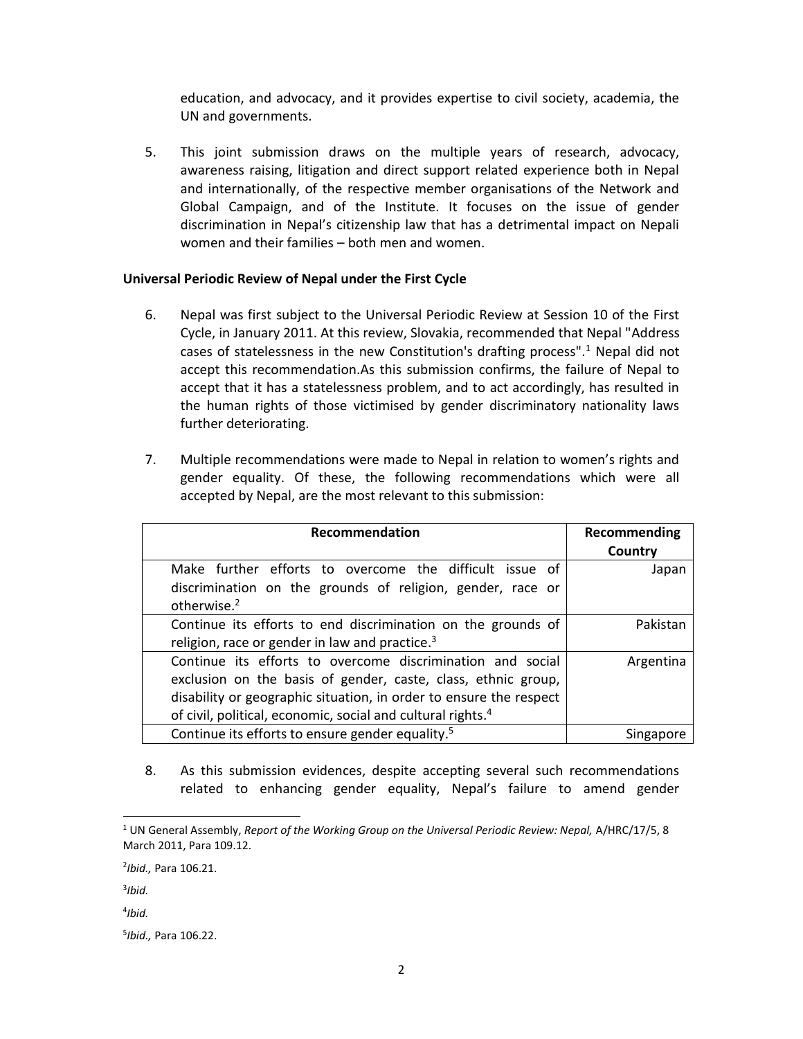education, and advocacy, and it provides expertise to civil society, academia, the UN and governments.

5. This joint submission draws on the multiple years of research, advocacy, awareness raising, litigation and direct support related experience both in Nepal and internationally, of the respective member organisations of the Network and Global Campaign, and of the Institute. It focuses on the issue of gender discrimination in Nepal's citizenship law that has a detrimental impact on Nepali women and their families – both men and women.

**Universal Periodic Review of Nepal under the First Cycle**

6. Nepal was first subject to the Universal Periodic Review at Session 10 of the First Cycle, in January 2011. At this review, Slovakia, recommended that Nepal "Address cases of statelessness in the new Constitution's drafting process".[1] Nepal did not accept this recommendation.As this submission confirms, the failure of Nepal to accept that it has a statelessness problem, and to act accordingly, has resulted in the human rights of those victimised by gender discriminatory nationality laws further deteriorating.

7. Multiple recommendations were made to Nepal in relation to women's rights and gender equality. Of these, the following recommendations which were all accepted by Nepal, are the most relevant to this submission:

| Recommendation | Recommending Country |
|---|---|
| Make further efforts to overcome the difficult issue of discrimination on the grounds of religion, gender, race or otherwise.[2] | Japan |
| Continue its efforts to end discrimination on the grounds of religion, race or gender in law and practice.[3] | Pakistan |
| Continue its efforts to overcome discrimination and social exclusion on the basis of gender, caste, class, ethnic group, disability or geographic situation, in order to ensure the respect of civil, political, economic, social and cultural rights.[4] | Argentina |
| Continue its efforts to ensure gender equality.[5] | Singapore |

8. As this submission evidences, despite accepting several such recommendations related to enhancing gender equality, Nepal's failure to amend gender

---

[1] UN General Assembly, *Report of the Working Group on the Universal Periodic Review: Nepal,* A/HRC/17/5, 8 March 2011, Para 109.12.

[2] *Ibid.,* Para 106.21.

[3] *Ibid.*

[4] *Ibid.*

[5] *Ibid.,* Para 106.22.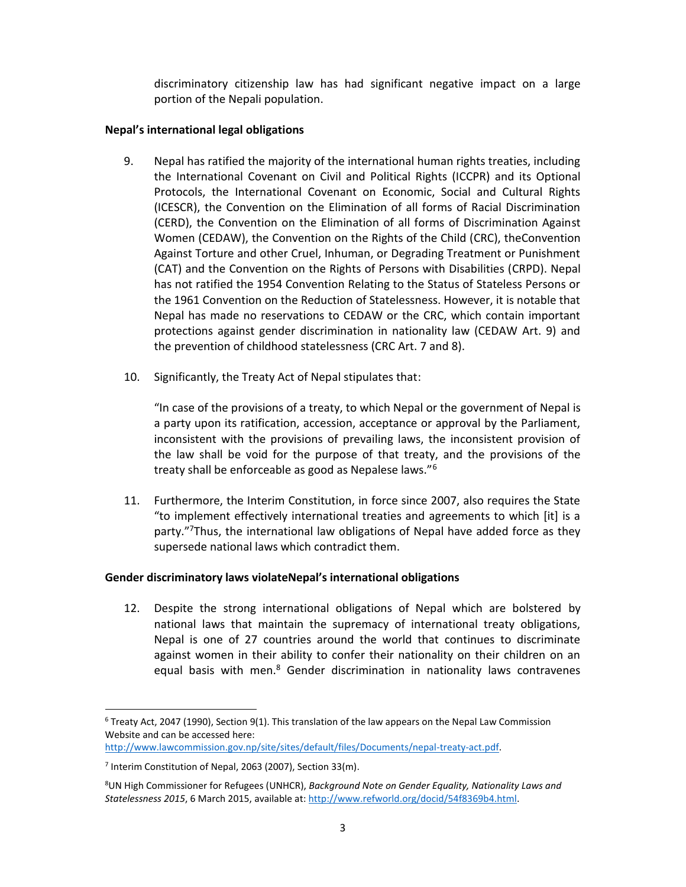discriminatory citizenship law has had significant negative impact on a large portion of the Nepali population.

**Nepal's international legal obligations**

9. Nepal has ratified the majority of the international human rights treaties, including the International Covenant on Civil and Political Rights (ICCPR) and its Optional Protocols, the International Covenant on Economic, Social and Cultural Rights (ICESCR), the Convention on the Elimination of all forms of Racial Discrimination (CERD), the Convention on the Elimination of all forms of Discrimination Against Women (CEDAW), the Convention on the Rights of the Child (CRC), theConvention Against Torture and other Cruel, Inhuman, or Degrading Treatment or Punishment (CAT) and the Convention on the Rights of Persons with Disabilities (CRPD). Nepal has not ratified the 1954 Convention Relating to the Status of Stateless Persons or the 1961 Convention on the Reduction of Statelessness. However, it is notable that Nepal has made no reservations to CEDAW or the CRC, which contain important protections against gender discrimination in nationality law (CEDAW Art. 9) and the prevention of childhood statelessness (CRC Art. 7 and 8).

10. Significantly, the Treaty Act of Nepal stipulates that:

    "In case of the provisions of a treaty, to which Nepal or the government of Nepal is a party upon its ratification, accession, acceptance or approval by the Parliament, inconsistent with the provisions of prevailing laws, the inconsistent provision of the law shall be void for the purpose of that treaty, and the provisions of the treaty shall be enforceable as good as Nepalese laws."[6]

11. Furthermore, the Interim Constitution, in force since 2007, also requires the State "to implement effectively international treaties and agreements to which [it] is a party."[7]Thus, the international law obligations of Nepal have added force as they supersede national laws which contradict them.

**Gender discriminatory laws violateNepal's international obligations**

12. Despite the strong international obligations of Nepal which are bolstered by national laws that maintain the supremacy of international treaty obligations, Nepal is one of 27 countries around the world that continues to discriminate against women in their ability to confer their nationality on their children on an equal basis with men.[8] Gender discrimination in nationality laws contravenes

---

[6] Treaty Act, 2047 (1990), Section 9(1). This translation of the law appears on the Nepal Law Commission Website and can be accessed here: http://www.lawcommission.gov.np/site/sites/default/files/Documents/nepal-treaty-act.pdf.

[7] Interim Constitution of Nepal, 2063 (2007), Section 33(m).

[8] UN High Commissioner for Refugees (UNHCR), *Background Note on Gender Equality, Nationality Laws and Statelessness 2015*, 6 March 2015, available at: http://www.refworld.org/docid/54f8369b4.html.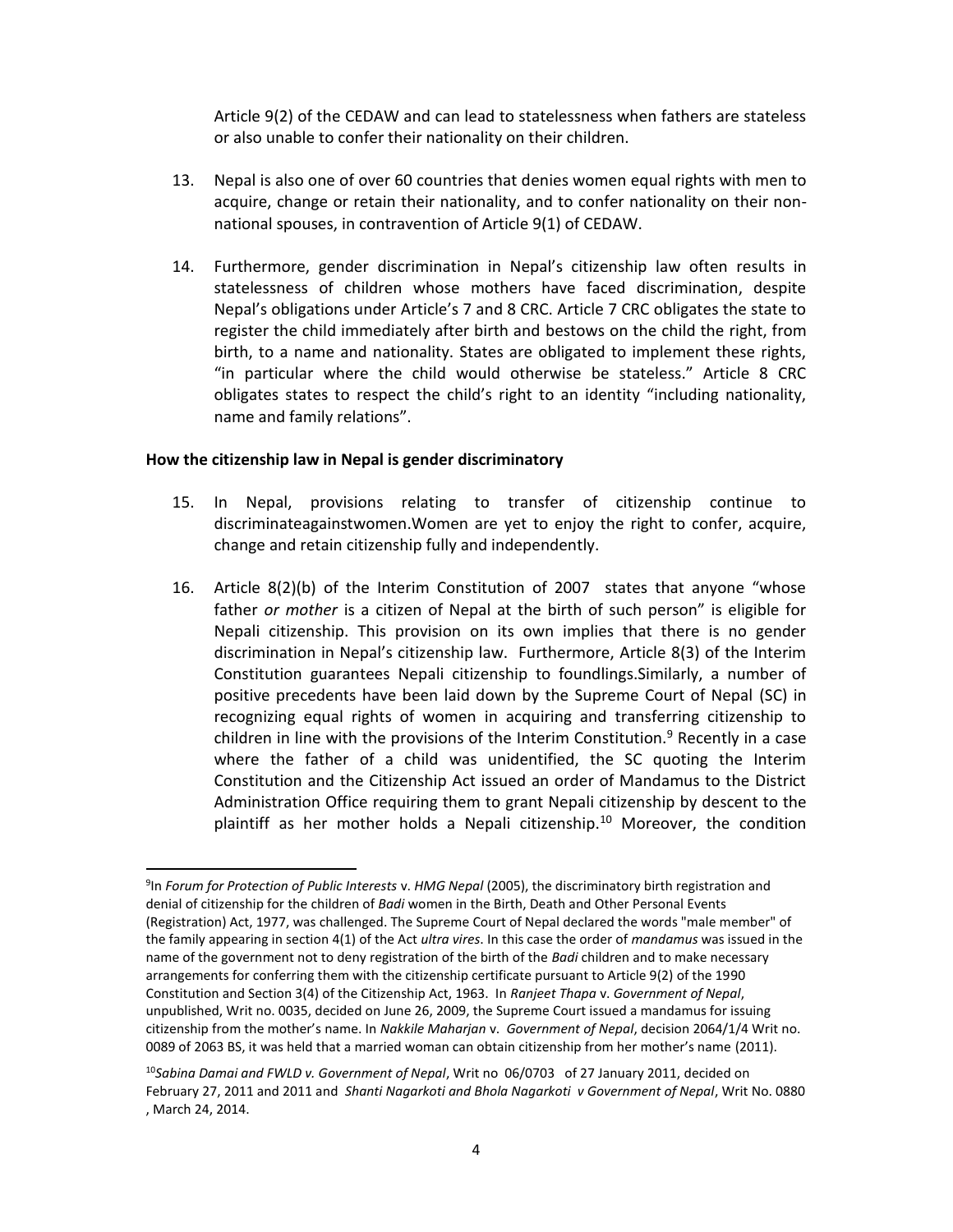Article 9(2) of the CEDAW and can lead to statelessness when fathers are stateless or also unable to confer their nationality on their children.

13. Nepal is also one of over 60 countries that denies women equal rights with men to acquire, change or retain their nationality, and to confer nationality on their non-national spouses, in contravention of Article 9(1) of CEDAW.

14. Furthermore, gender discrimination in Nepal's citizenship law often results in statelessness of children whose mothers have faced discrimination, despite Nepal's obligations under Article's 7 and 8 CRC. Article 7 CRC obligates the state to register the child immediately after birth and bestows on the child the right, from birth, to a name and nationality. States are obligated to implement these rights, "in particular where the child would otherwise be stateless." Article 8 CRC obligates states to respect the child's right to an identity "including nationality, name and family relations".

**How the citizenship law in Nepal is gender discriminatory**

15. In Nepal, provisions relating to transfer of citizenship continue to discriminateagainstwomen.Women are yet to enjoy the right to confer, acquire, change and retain citizenship fully and independently.

16. Article 8(2)(b) of the Interim Constitution of 2007 states that anyone "whose father *or mother* is a citizen of Nepal at the birth of such person" is eligible for Nepali citizenship. This provision on its own implies that there is no gender discrimination in Nepal's citizenship law. Furthermore, Article 8(3) of the Interim Constitution guarantees Nepali citizenship to foundlings.Similarly, a number of positive precedents have been laid down by the Supreme Court of Nepal (SC) in recognizing equal rights of women in acquiring and transferring citizenship to children in line with the provisions of the Interim Constitution.[9] Recently in a case where the father of a child was unidentified, the SC quoting the Interim Constitution and the Citizenship Act issued an order of Mandamus to the District Administration Office requiring them to grant Nepali citizenship by descent to the plaintiff as her mother holds a Nepali citizenship.[10] Moreover, the condition

---

[9]In *Forum for Protection of Public Interests* v. *HMG Nepal* (2005), the discriminatory birth registration and denial of citizenship for the children of *Badi* women in the Birth, Death and Other Personal Events (Registration) Act, 1977, was challenged. The Supreme Court of Nepal declared the words "male member" of the family appearing in section 4(1) of the Act *ultra vires*. In this case the order of *mandamus* was issued in the name of the government not to deny registration of the birth of the *Badi* children and to make necessary arrangements for conferring them with the citizenship certificate pursuant to Article 9(2) of the 1990 Constitution and Section 3(4) of the Citizenship Act, 1963. In *Ranjeet Thapa* v. *Government of Nepal*, unpublished, Writ no. 0035, decided on June 26, 2009, the Supreme Court issued a mandamus for issuing citizenship from the mother's name. In *Nakkile Maharjan* v. *Government of Nepal*, decision 2064/1/4 Writ no. 0089 of 2063 BS, it was held that a married woman can obtain citizenship from her mother's name (2011).

[10]*Sabina Damai and FWLD v. Government of Nepal*, Writ no 06/0703 of 27 January 2011, decided on February 27, 2011 and 2011 and *Shanti Nagarkoti and Bhola Nagarkoti v Government of Nepal*, Writ No. 0880 , March 24, 2014.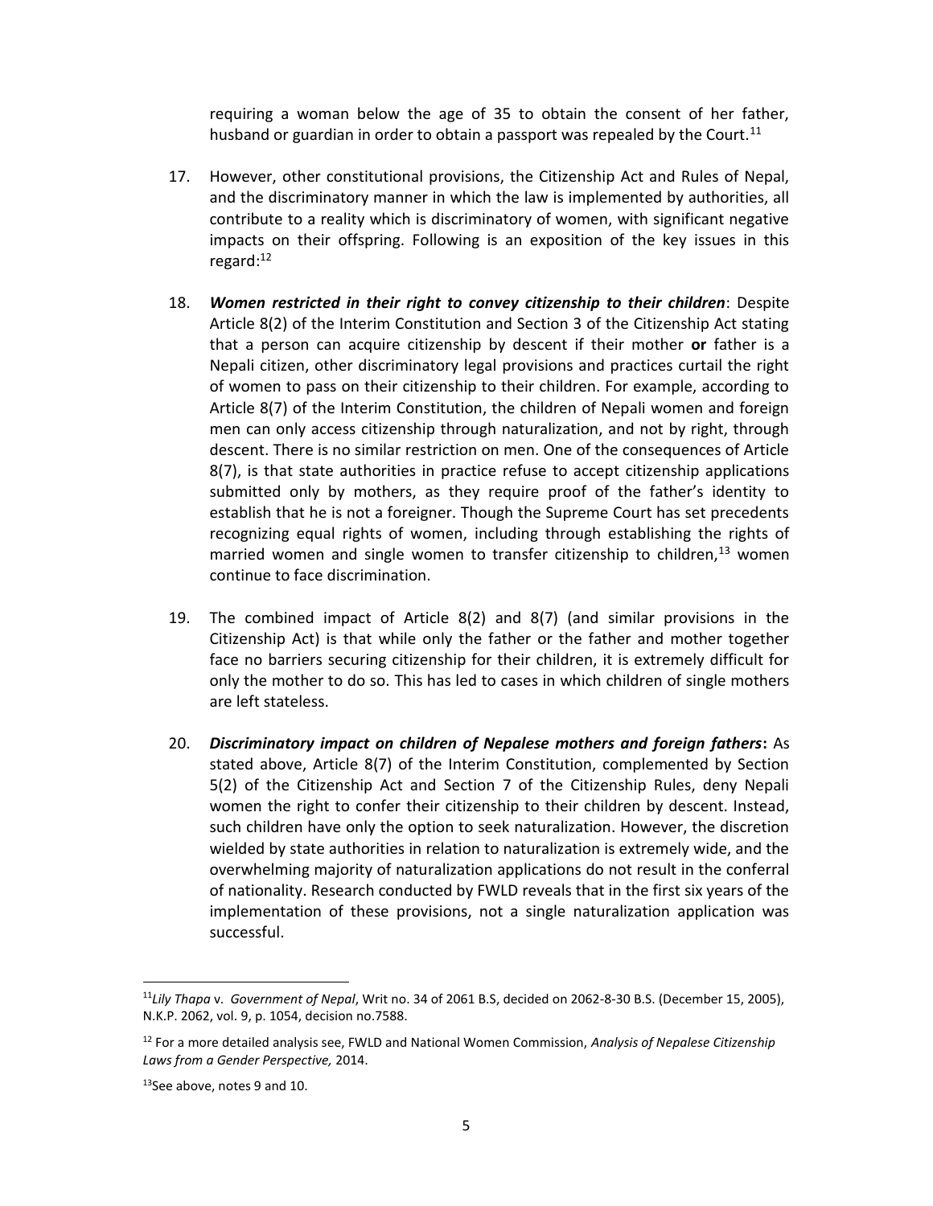requiring a woman below the age of 35 to obtain the consent of her father, husband or guardian in order to obtain a passport was repealed by the Court.[11]

17. However, other constitutional provisions, the Citizenship Act and Rules of Nepal, and the discriminatory manner in which the law is implemented by authorities, all contribute to a reality which is discriminatory of women, with significant negative impacts on their offspring. Following is an exposition of the key issues in this regard:[12]

18. ***Women restricted in their right to convey citizenship to their children***: Despite Article 8(2) of the Interim Constitution and Section 3 of the Citizenship Act stating that a person can acquire citizenship by descent if their mother **or** father is a Nepali citizen, other discriminatory legal provisions and practices curtail the right of women to pass on their citizenship to their children. For example, according to Article 8(7) of the Interim Constitution, the children of Nepali women and foreign men can only access citizenship through naturalization, and not by right, through descent. There is no similar restriction on men. One of the consequences of Article 8(7), is that state authorities in practice refuse to accept citizenship applications submitted only by mothers, as they require proof of the father's identity to establish that he is not a foreigner. Though the Supreme Court has set precedents recognizing equal rights of women, including through establishing the rights of married women and single women to transfer citizenship to children,[13] women continue to face discrimination.

19. The combined impact of Article 8(2) and 8(7) (and similar provisions in the Citizenship Act) is that while only the father or the father and mother together face no barriers securing citizenship for their children, it is extremely difficult for only the mother to do so. This has led to cases in which children of single mothers are left stateless.

20. ***Discriminatory impact on children of Nepalese mothers and foreign fathers*:** As stated above, Article 8(7) of the Interim Constitution, complemented by Section 5(2) of the Citizenship Act and Section 7 of the Citizenship Rules, deny Nepali women the right to confer their citizenship to their children by descent. Instead, such children have only the option to seek naturalization. However, the discretion wielded by state authorities in relation to naturalization is extremely wide, and the overwhelming majority of naturalization applications do not result in the conferral of nationality. Research conducted by FWLD reveals that in the first six years of the implementation of these provisions, not a single naturalization application was successful.

---

[11] *Lily Thapa* v. *Government of Nepal*, Writ no. 34 of 2061 B.S, decided on 2062-8-30 B.S. (December 15, 2005), N.K.P. 2062, vol. 9, p. 1054, decision no.7588.

[12] For a more detailed analysis see, FWLD and National Women Commission, *Analysis of Nepalese Citizenship Laws from a Gender Perspective,* 2014.

[13] See above, notes 9 and 10.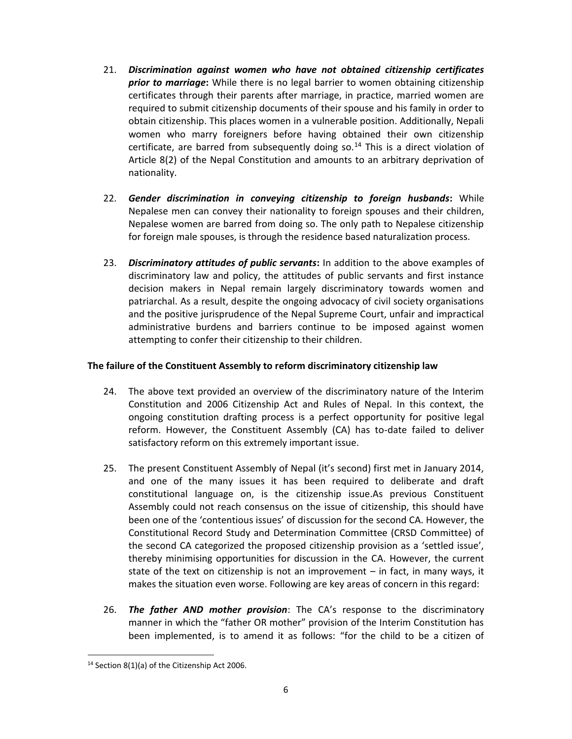21. ***Discrimination against women who have not obtained citizenship certificates prior to marriage*:** While there is no legal barrier to women obtaining citizenship certificates through their parents after marriage, in practice, married women are required to submit citizenship documents of their spouse and his family in order to obtain citizenship. This places women in a vulnerable position. Additionally, Nepali women who marry foreigners before having obtained their own citizenship certificate, are barred from subsequently doing so.[14] This is a direct violation of Article 8(2) of the Nepal Constitution and amounts to an arbitrary deprivation of nationality.

22. ***Gender discrimination in conveying citizenship to foreign husbands*:** While Nepalese men can convey their nationality to foreign spouses and their children, Nepalese women are barred from doing so. The only path to Nepalese citizenship for foreign male spouses, is through the residence based naturalization process.

23. ***Discriminatory attitudes of public servants*:** In addition to the above examples of discriminatory law and policy, the attitudes of public servants and first instance decision makers in Nepal remain largely discriminatory towards women and patriarchal. As a result, despite the ongoing advocacy of civil society organisations and the positive jurisprudence of the Nepal Supreme Court, unfair and impractical administrative burdens and barriers continue to be imposed against women attempting to confer their citizenship to their children.

**The failure of the Constituent Assembly to reform discriminatory citizenship law**

24. The above text provided an overview of the discriminatory nature of the Interim Constitution and 2006 Citizenship Act and Rules of Nepal. In this context, the ongoing constitution drafting process is a perfect opportunity for positive legal reform. However, the Constituent Assembly (CA) has to-date failed to deliver satisfactory reform on this extremely important issue.

25. The present Constituent Assembly of Nepal (it's second) first met in January 2014, and one of the many issues it has been required to deliberate and draft constitutional language on, is the citizenship issue.As previous Constituent Assembly could not reach consensus on the issue of citizenship, this should have been one of the 'contentious issues' of discussion for the second CA. However, the Constitutional Record Study and Determination Committee (CRSD Committee) of the second CA categorized the proposed citizenship provision as a 'settled issue', thereby minimising opportunities for discussion in the CA. However, the current state of the text on citizenship is not an improvement – in fact, in many ways, it makes the situation even worse. Following are key areas of concern in this regard:

26. ***The father AND mother provision***: The CA's response to the discriminatory manner in which the "father OR mother" provision of the Interim Constitution has been implemented, is to amend it as follows: "for the child to be a citizen of

[14] Section 8(1)(a) of the Citizenship Act 2006.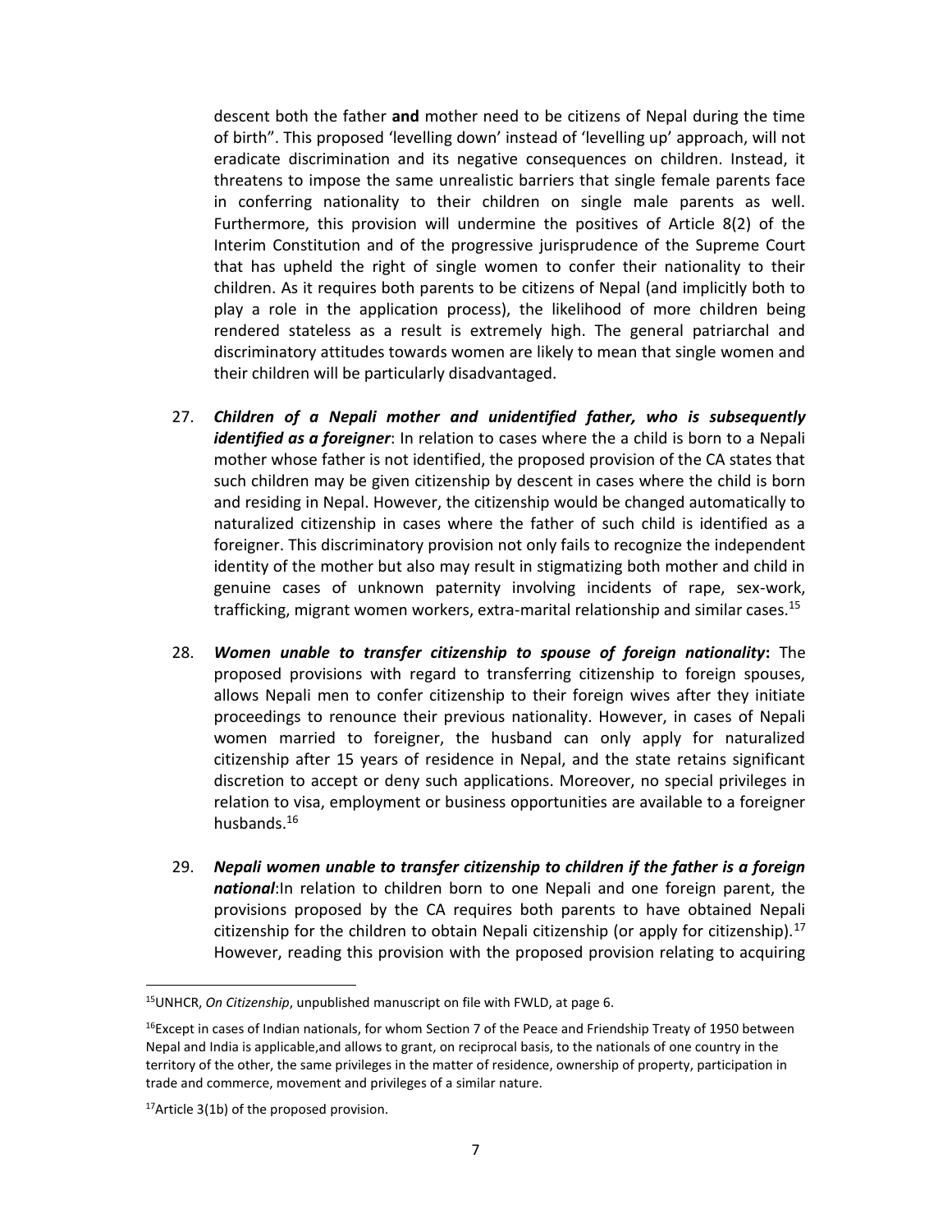descent both the father **and** mother need to be citizens of Nepal during the time of birth". This proposed 'levelling down' instead of 'levelling up' approach, will not eradicate discrimination and its negative consequences on children. Instead, it threatens to impose the same unrealistic barriers that single female parents face in conferring nationality to their children on single male parents as well. Furthermore, this provision will undermine the positives of Article 8(2) of the Interim Constitution and of the progressive jurisprudence of the Supreme Court that has upheld the right of single women to confer their nationality to their children. As it requires both parents to be citizens of Nepal (and implicitly both to play a role in the application process), the likelihood of more children being rendered stateless as a result is extremely high. The general patriarchal and discriminatory attitudes towards women are likely to mean that single women and their children will be particularly disadvantaged.

27. ***Children of a Nepali mother and unidentified father, who is subsequently identified as a foreigner***: In relation to cases where the a child is born to a Nepali mother whose father is not identified, the proposed provision of the CA states that such children may be given citizenship by descent in cases where the child is born and residing in Nepal. However, the citizenship would be changed automatically to naturalized citizenship in cases where the father of such child is identified as a foreigner. This discriminatory provision not only fails to recognize the independent identity of the mother but also may result in stigmatizing both mother and child in genuine cases of unknown paternity involving incidents of rape, sex-work, trafficking, migrant women workers, extra-marital relationship and similar cases.[15]

28. ***Women unable to transfer citizenship to spouse of foreign nationality*****:** The proposed provisions with regard to transferring citizenship to foreign spouses, allows Nepali men to confer citizenship to their foreign wives after they initiate proceedings to renounce their previous nationality. However, in cases of Nepali women married to foreigner, the husband can only apply for naturalized citizenship after 15 years of residence in Nepal, and the state retains significant discretion to accept or deny such applications. Moreover, no special privileges in relation to visa, employment or business opportunities are available to a foreigner husbands.[16]

29. ***Nepali women unable to transfer citizenship to children if the father is a foreign national***:In relation to children born to one Nepali and one foreign parent, the provisions proposed by the CA requires both parents to have obtained Nepali citizenship for the children to obtain Nepali citizenship (or apply for citizenship).[17] However, reading this provision with the proposed provision relating to acquiring

---

[15]UNHCR, *On Citizenship*, unpublished manuscript on file with FWLD, at page 6.

[16]Except in cases of Indian nationals, for whom Section 7 of the Peace and Friendship Treaty of 1950 between Nepal and India is applicable,and allows to grant, on reciprocal basis, to the nationals of one country in the territory of the other, the same privileges in the matter of residence, ownership of property, participation in trade and commerce, movement and privileges of a similar nature.

[17]Article 3(1b) of the proposed provision.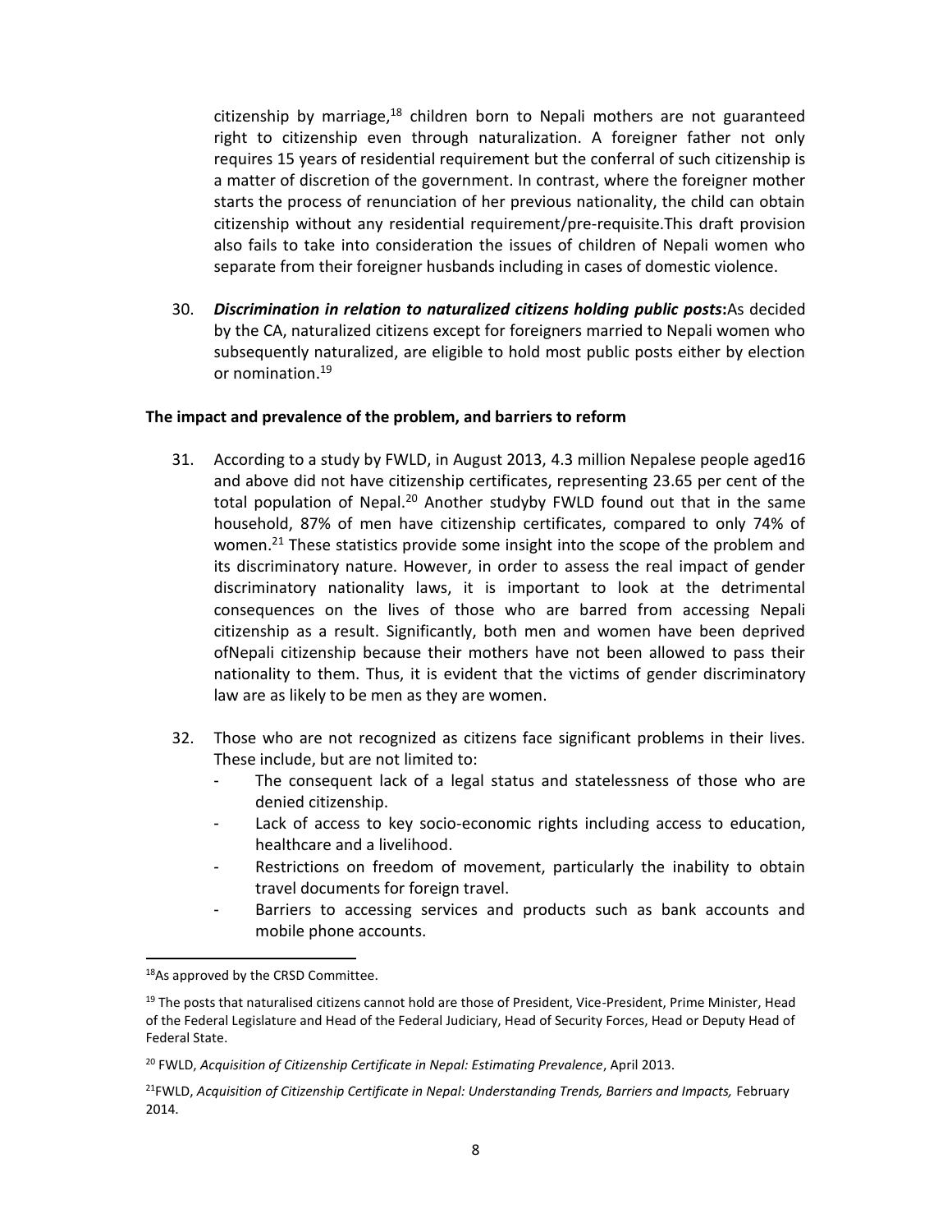citizenship by marriage,[18] children born to Nepali mothers are not guaranteed right to citizenship even through naturalization. A foreigner father not only requires 15 years of residential requirement but the conferral of such citizenship is a matter of discretion of the government. In contrast, where the foreigner mother starts the process of renunciation of her previous nationality, the child can obtain citizenship without any residential requirement/pre-requisite.This draft provision also fails to take into consideration the issues of children of Nepali women who separate from their foreigner husbands including in cases of domestic violence.

30. ***Discrimination in relation to naturalized citizens holding public posts*****:**As decided by the CA, naturalized citizens except for foreigners married to Nepali women who subsequently naturalized, are eligible to hold most public posts either by election or nomination.[19]

**The impact and prevalence of the problem, and barriers to reform**

31. According to a study by FWLD, in August 2013, 4.3 million Nepalese people aged16 and above did not have citizenship certificates, representing 23.65 per cent of the total population of Nepal.[20] Another studyby FWLD found out that in the same household, 87% of men have citizenship certificates, compared to only 74% of women.[21] These statistics provide some insight into the scope of the problem and its discriminatory nature. However, in order to assess the real impact of gender discriminatory nationality laws, it is important to look at the detrimental consequences on the lives of those who are barred from accessing Nepali citizenship as a result. Significantly, both men and women have been deprived ofNepali citizenship because their mothers have not been allowed to pass their nationality to them. Thus, it is evident that the victims of gender discriminatory law are as likely to be men as they are women.

32. Those who are not recognized as citizens face significant problems in their lives. These include, but are not limited to:
    - The consequent lack of a legal status and statelessness of those who are denied citizenship.
    - Lack of access to key socio-economic rights including access to education, healthcare and a livelihood.
    - Restrictions on freedom of movement, particularly the inability to obtain travel documents for foreign travel.
    - Barriers to accessing services and products such as bank accounts and mobile phone accounts.

---

[18]As approved by the CRSD Committee.

[19] The posts that naturalised citizens cannot hold are those of President, Vice-President, Prime Minister, Head of the Federal Legislature and Head of the Federal Judiciary, Head of Security Forces, Head or Deputy Head of Federal State.

[20] FWLD, *Acquisition of Citizenship Certificate in Nepal: Estimating Prevalence*, April 2013.

[21]FWLD, *Acquisition of Citizenship Certificate in Nepal: Understanding Trends, Barriers and Impacts,* February 2014.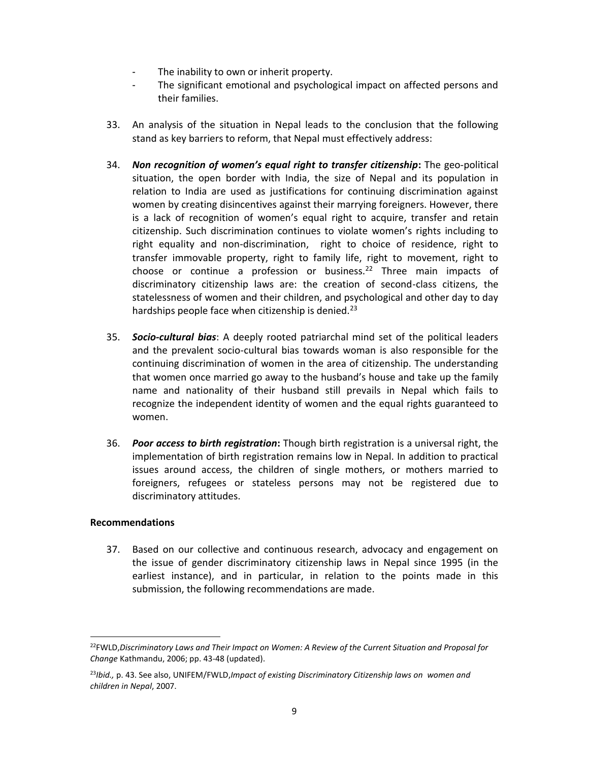- The inability to own or inherit property.
- The significant emotional and psychological impact on affected persons and their families.

33. An analysis of the situation in Nepal leads to the conclusion that the following stand as key barriers to reform, that Nepal must effectively address:

34. ***Non recognition of women's equal right to transfer citizenship*:** The geo-political situation, the open border with India, the size of Nepal and its population in relation to India are used as justifications for continuing discrimination against women by creating disincentives against their marrying foreigners. However, there is a lack of recognition of women's equal right to acquire, transfer and retain citizenship. Such discrimination continues to violate women's rights including to right equality and non-discrimination, right to choice of residence, right to transfer immovable property, right to family life, right to movement, right to choose or continue a profession or business.[22] Three main impacts of discriminatory citizenship laws are: the creation of second-class citizens, the statelessness of women and their children, and psychological and other day to day hardships people face when citizenship is denied.[23]

35. ***Socio-cultural bias***: A deeply rooted patriarchal mind set of the political leaders and the prevalent socio-cultural bias towards woman is also responsible for the continuing discrimination of women in the area of citizenship. The understanding that women once married go away to the husband's house and take up the family name and nationality of their husband still prevails in Nepal which fails to recognize the independent identity of women and the equal rights guaranteed to women.

36. ***Poor access to birth registration*:** Though birth registration is a universal right, the implementation of birth registration remains low in Nepal. In addition to practical issues around access, the children of single mothers, or mothers married to foreigners, refugees or stateless persons may not be registered due to discriminatory attitudes.

**Recommendations**

37. Based on our collective and continuous research, advocacy and engagement on the issue of gender discriminatory citizenship laws in Nepal since 1995 (in the earliest instance), and in particular, in relation to the points made in this submission, the following recommendations are made.

---

[22] FWLD, *Discriminatory Laws and Their Impact on Women: A Review of the Current Situation and Proposal for Change* Kathmandu, 2006; pp. 43-48 (updated).

[23] *Ibid.,* p. 43. See also, UNIFEM/FWLD, *Impact of existing Discriminatory Citizenship laws on women and children in Nepal*, 2007.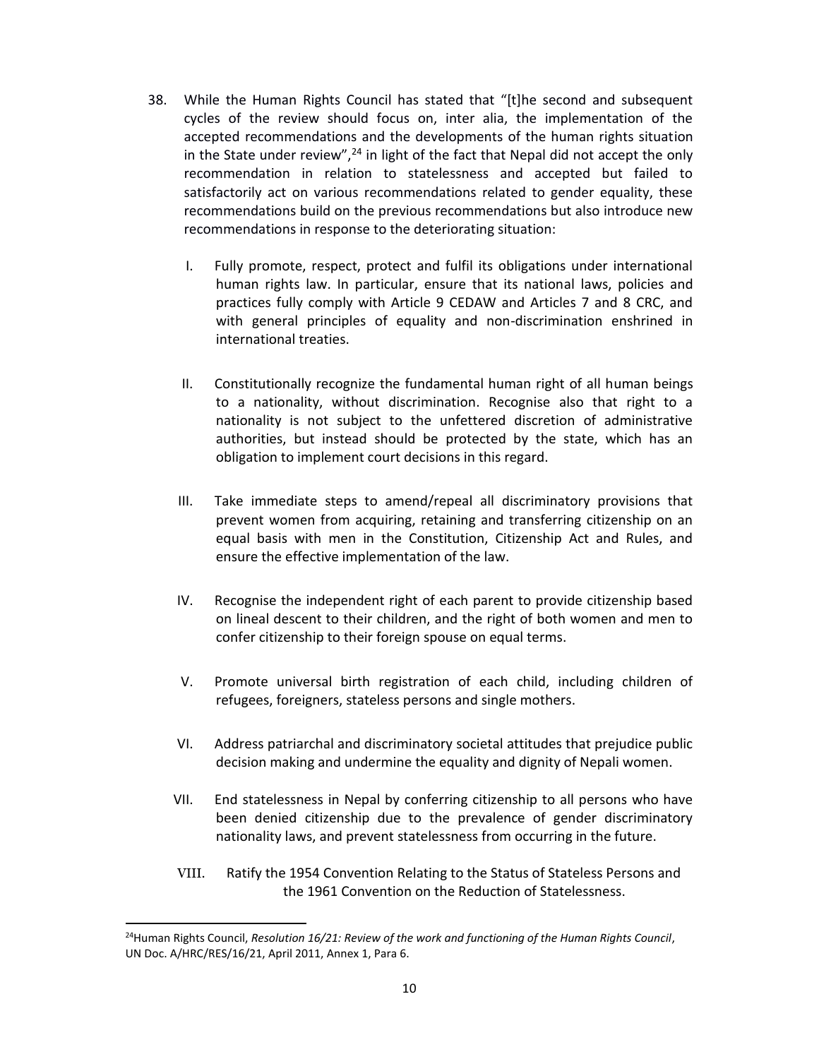38. While the Human Rights Council has stated that "[t]he second and subsequent cycles of the review should focus on, inter alia, the implementation of the accepted recommendations and the developments of the human rights situation in the State under review",[24] in light of the fact that Nepal did not accept the only recommendation in relation to statelessness and accepted but failed to satisfactorily act on various recommendations related to gender equality, these recommendations build on the previous recommendations but also introduce new recommendations in response to the deteriorating situation:

    I. Fully promote, respect, protect and fulfil its obligations under international human rights law. In particular, ensure that its national laws, policies and practices fully comply with Article 9 CEDAW and Articles 7 and 8 CRC, and with general principles of equality and non-discrimination enshrined in international treaties.

    II. Constitutionally recognize the fundamental human right of all human beings to a nationality, without discrimination. Recognise also that right to a nationality is not subject to the unfettered discretion of administrative authorities, but instead should be protected by the state, which has an obligation to implement court decisions in this regard.

    III. Take immediate steps to amend/repeal all discriminatory provisions that prevent women from acquiring, retaining and transferring citizenship on an equal basis with men in the Constitution, Citizenship Act and Rules, and ensure the effective implementation of the law.

    IV. Recognise the independent right of each parent to provide citizenship based on lineal descent to their children, and the right of both women and men to confer citizenship to their foreign spouse on equal terms.

    V. Promote universal birth registration of each child, including children of refugees, foreigners, stateless persons and single mothers.

    VI. Address patriarchal and discriminatory societal attitudes that prejudice public decision making and undermine the equality and dignity of Nepali women.

    VII. End statelessness in Nepal by conferring citizenship to all persons who have been denied citizenship due to the prevalence of gender discriminatory nationality laws, and prevent statelessness from occurring in the future.

    VIII. Ratify the 1954 Convention Relating to the Status of Stateless Persons and the 1961 Convention on the Reduction of Statelessness.

---

[24] Human Rights Council, *Resolution 16/21: Review of the work and functioning of the Human Rights Council*, UN Doc. A/HRC/RES/16/21, April 2011, Annex 1, Para 6.